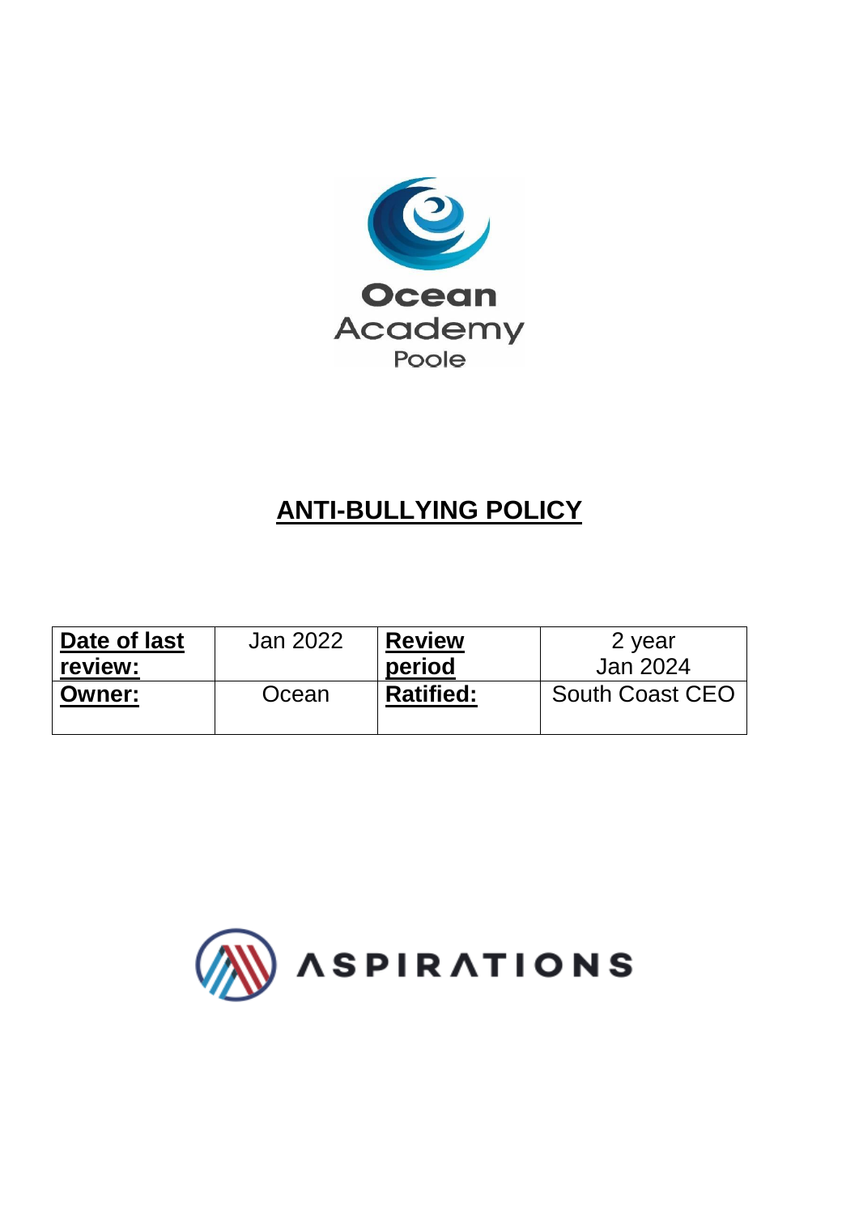Ocean Academy Poole

# ANTI-BULLYING POLICY

| **Date of last review:** | Jan 2022 | **Review period** | 2 year Jan 2024 |
|---|---|---|---|
| **Owner:** | Ocean | **Ratified:** | South Coast CEO |

ASPIRATIONS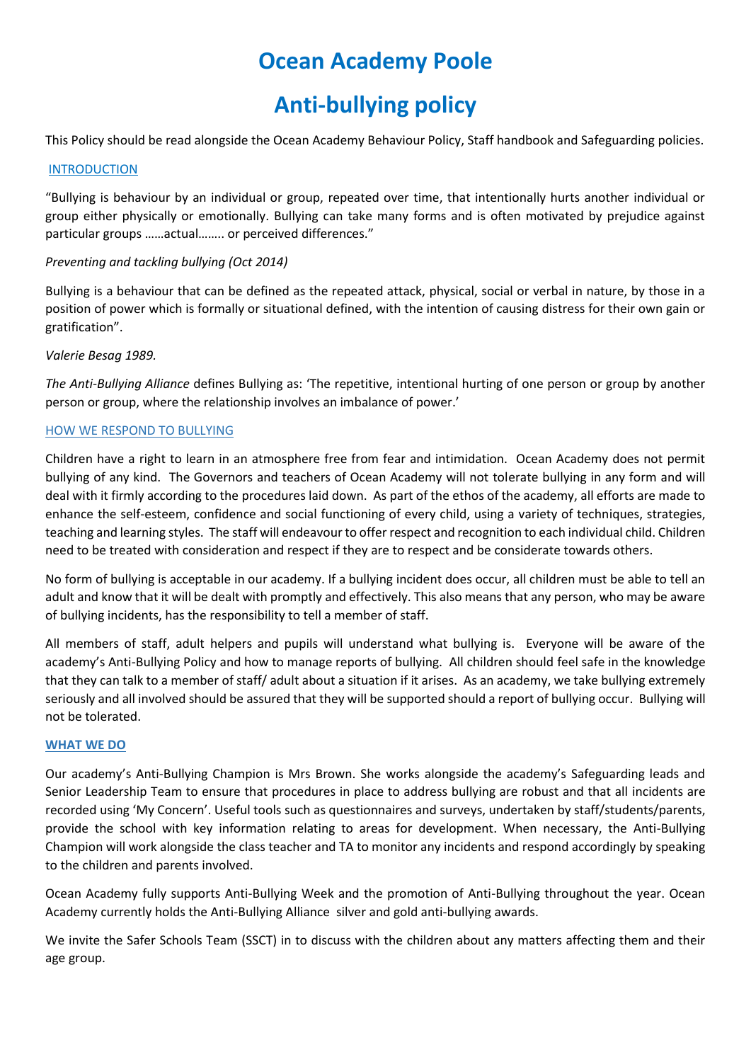# Ocean Academy Poole

# Anti-bullying policy

This Policy should be read alongside the Ocean Academy Behaviour Policy, Staff handbook and Safeguarding policies.

## INTRODUCTION

"Bullying is behaviour by an individual or group, repeated over time, that intentionally hurts another individual or group either physically or emotionally. Bullying can take many forms and is often motivated by prejudice against particular groups ……actual…….. or perceived differences."

*Preventing and tackling bullying (Oct 2014)*

Bullying is a behaviour that can be defined as the repeated attack, physical, social or verbal in nature, by those in a position of power which is formally or situational defined, with the intention of causing distress for their own gain or gratification".

*Valerie Besag 1989.*

*The Anti-Bullying Alliance* defines Bullying as: 'The repetitive, intentional hurting of one person or group by another person or group, where the relationship involves an imbalance of power.'

## HOW WE RESPOND TO BULLYING

Children have a right to learn in an atmosphere free from fear and intimidation. Ocean Academy does not permit bullying of any kind. The Governors and teachers of Ocean Academy will not tolerate bullying in any form and will deal with it firmly according to the procedures laid down. As part of the ethos of the academy, all efforts are made to enhance the self-esteem, confidence and social functioning of every child, using a variety of techniques, strategies, teaching and learning styles. The staff will endeavour to offer respect and recognition to each individual child. Children need to be treated with consideration and respect if they are to respect and be considerate towards others.

No form of bullying is acceptable in our academy. If a bullying incident does occur, all children must be able to tell an adult and know that it will be dealt with promptly and effectively. This also means that any person, who may be aware of bullying incidents, has the responsibility to tell a member of staff.

All members of staff, adult helpers and pupils will understand what bullying is. Everyone will be aware of the academy's Anti-Bullying Policy and how to manage reports of bullying. All children should feel safe in the knowledge that they can talk to a member of staff/ adult about a situation if it arises. As an academy, we take bullying extremely seriously and all involved should be assured that they will be supported should a report of bullying occur. Bullying will not be tolerated.

## WHAT WE DO

Our academy's Anti-Bullying Champion is Mrs Brown. She works alongside the academy's Safeguarding leads and Senior Leadership Team to ensure that procedures in place to address bullying are robust and that all incidents are recorded using 'My Concern'. Useful tools such as questionnaires and surveys, undertaken by staff/students/parents, provide the school with key information relating to areas for development. When necessary, the Anti-Bullying Champion will work alongside the class teacher and TA to monitor any incidents and respond accordingly by speaking to the children and parents involved.

Ocean Academy fully supports Anti-Bullying Week and the promotion of Anti-Bullying throughout the year. Ocean Academy currently holds the Anti-Bullying Alliance silver and gold anti-bullying awards.

We invite the Safer Schools Team (SSCT) in to discuss with the children about any matters affecting them and their age group.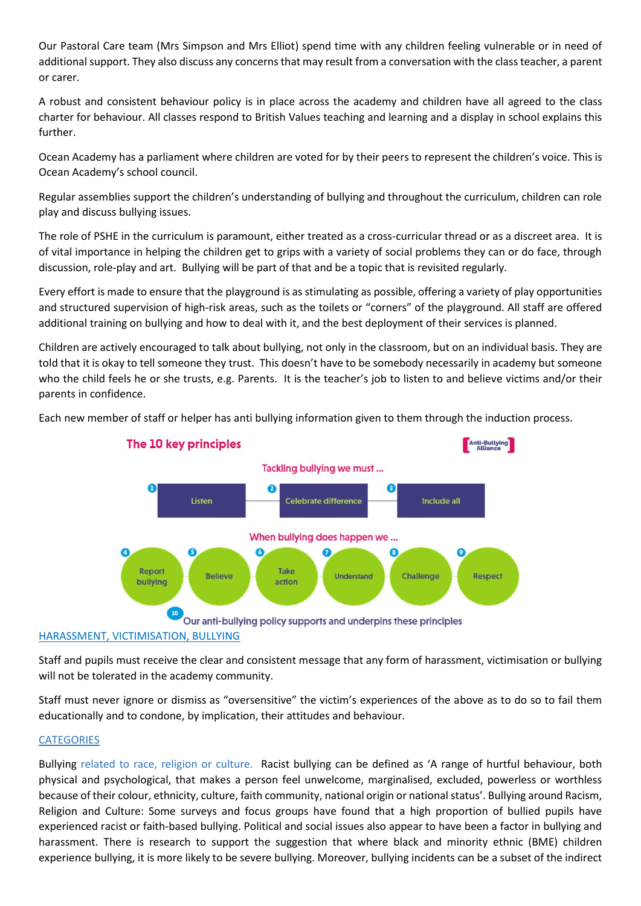Our Pastoral Care team (Mrs Simpson and Mrs Elliot) spend time with any children feeling vulnerable or in need of additional support. They also discuss any concerns that may result from a conversation with the class teacher, a parent or carer.

A robust and consistent behaviour policy is in place across the academy and children have all agreed to the class charter for behaviour. All classes respond to British Values teaching and learning and a display in school explains this further.

Ocean Academy has a parliament where children are voted for by their peers to represent the children's voice. This is Ocean Academy's school council.

Regular assemblies support the children's understanding of bullying and throughout the curriculum, children can role play and discuss bullying issues.

The role of PSHE in the curriculum is paramount, either treated as a cross-curricular thread or as a discreet area. It is of vital importance in helping the children get to grips with a variety of social problems they can or do face, through discussion, role-play and art. Bullying will be part of that and be a topic that is revisited regularly.

Every effort is made to ensure that the playground is as stimulating as possible, offering a variety of play opportunities and structured supervision of high-risk areas, such as the toilets or "corners" of the playground. All staff are offered additional training on bullying and how to deal with it, and the best deployment of their services is planned.

Children are actively encouraged to talk about bullying, not only in the classroom, but on an individual basis. They are told that it is okay to tell someone they trust. This doesn't have to be somebody necessarily in academy but someone who the child feels he or she trusts, e.g. Parents. It is the teacher's job to listen to and believe victims and/or their parents in confidence.

Each new member of staff or helper has anti bullying information given to them through the induction process.

**The 10 key principles** — Anti-Bullying Alliance

Tackling bullying we must ...

1. Listen
2. Celebrate difference
3. Include all

When bullying does happen we ...

4. Report bullying
5. Believe
6. Take action
7. Understand
8. Challenge
9. Respect

10. Our anti-bullying policy supports and underpins these principles

## HARASSMENT, VICTIMISATION, BULLYING

Staff and pupils must receive the clear and consistent message that any form of harassment, victimisation or bullying will not be tolerated in the academy community.

Staff must never ignore or dismiss as "oversensitive" the victim's experiences of the above as to do so to fail them educationally and to condone, by implication, their attitudes and behaviour.

## CATEGORIES

Bullying related to race, religion or culture. Racist bullying can be defined as 'A range of hurtful behaviour, both physical and psychological, that makes a person feel unwelcome, marginalised, excluded, powerless or worthless because of their colour, ethnicity, culture, faith community, national origin or national status'. Bullying around Racism, Religion and Culture: Some surveys and focus groups have found that a high proportion of bullied pupils have experienced racist or faith-based bullying. Political and social issues also appear to have been a factor in bullying and harassment. There is research to support the suggestion that where black and minority ethnic (BME) children experience bullying, it is more likely to be severe bullying. Moreover, bullying incidents can be a subset of the indirect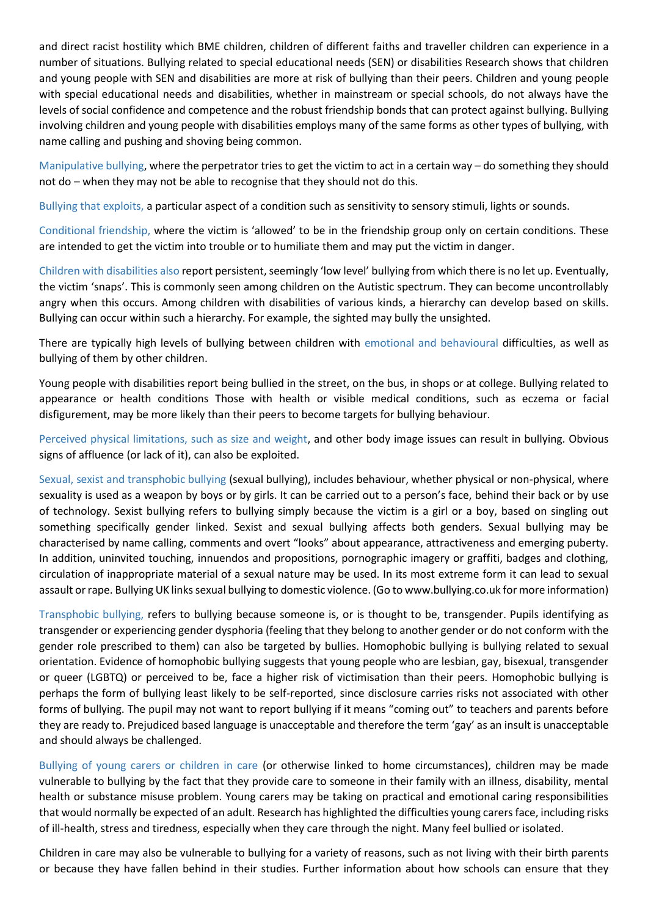and direct racist hostility which BME children, children of different faiths and traveller children can experience in a number of situations. Bullying related to special educational needs (SEN) or disabilities Research shows that children and young people with SEN and disabilities are more at risk of bullying than their peers. Children and young people with special educational needs and disabilities, whether in mainstream or special schools, do not always have the levels of social confidence and competence and the robust friendship bonds that can protect against bullying. Bullying involving children and young people with disabilities employs many of the same forms as other types of bullying, with name calling and pushing and shoving being common.

Manipulative bullying, where the perpetrator tries to get the victim to act in a certain way – do something they should not do – when they may not be able to recognise that they should not do this.

Bullying that exploits, a particular aspect of a condition such as sensitivity to sensory stimuli, lights or sounds.

Conditional friendship, where the victim is 'allowed' to be in the friendship group only on certain conditions. These are intended to get the victim into trouble or to humiliate them and may put the victim in danger.

Children with disabilities also report persistent, seemingly 'low level' bullying from which there is no let up. Eventually, the victim 'snaps'. This is commonly seen among children on the Autistic spectrum. They can become uncontrollably angry when this occurs. Among children with disabilities of various kinds, a hierarchy can develop based on skills. Bullying can occur within such a hierarchy. For example, the sighted may bully the unsighted.

There are typically high levels of bullying between children with emotional and behavioural difficulties, as well as bullying of them by other children.

Young people with disabilities report being bullied in the street, on the bus, in shops or at college. Bullying related to appearance or health conditions Those with health or visible medical conditions, such as eczema or facial disfigurement, may be more likely than their peers to become targets for bullying behaviour.

Perceived physical limitations, such as size and weight, and other body image issues can result in bullying. Obvious signs of affluence (or lack of it), can also be exploited.

Sexual, sexist and transphobic bullying (sexual bullying), includes behaviour, whether physical or non-physical, where sexuality is used as a weapon by boys or by girls. It can be carried out to a person's face, behind their back or by use of technology. Sexist bullying refers to bullying simply because the victim is a girl or a boy, based on singling out something specifically gender linked. Sexist and sexual bullying affects both genders. Sexual bullying may be characterised by name calling, comments and overt "looks" about appearance, attractiveness and emerging puberty. In addition, uninvited touching, innuendos and propositions, pornographic imagery or graffiti, badges and clothing, circulation of inappropriate material of a sexual nature may be used. In its most extreme form it can lead to sexual assault or rape. Bullying UK links sexual bullying to domestic violence. (Go to www.bullying.co.uk for more information)

Transphobic bullying, refers to bullying because someone is, or is thought to be, transgender. Pupils identifying as transgender or experiencing gender dysphoria (feeling that they belong to another gender or do not conform with the gender role prescribed to them) can also be targeted by bullies. Homophobic bullying is bullying related to sexual orientation. Evidence of homophobic bullying suggests that young people who are lesbian, gay, bisexual, transgender or queer (LGBTQ) or perceived to be, face a higher risk of victimisation than their peers. Homophobic bullying is perhaps the form of bullying least likely to be self-reported, since disclosure carries risks not associated with other forms of bullying. The pupil may not want to report bullying if it means "coming out" to teachers and parents before they are ready to. Prejudiced based language is unacceptable and therefore the term 'gay' as an insult is unacceptable and should always be challenged.

Bullying of young carers or children in care (or otherwise linked to home circumstances), children may be made vulnerable to bullying by the fact that they provide care to someone in their family with an illness, disability, mental health or substance misuse problem. Young carers may be taking on practical and emotional caring responsibilities that would normally be expected of an adult. Research has highlighted the difficulties young carers face, including risks of ill-health, stress and tiredness, especially when they care through the night. Many feel bullied or isolated.

Children in care may also be vulnerable to bullying for a variety of reasons, such as not living with their birth parents or because they have fallen behind in their studies. Further information about how schools can ensure that they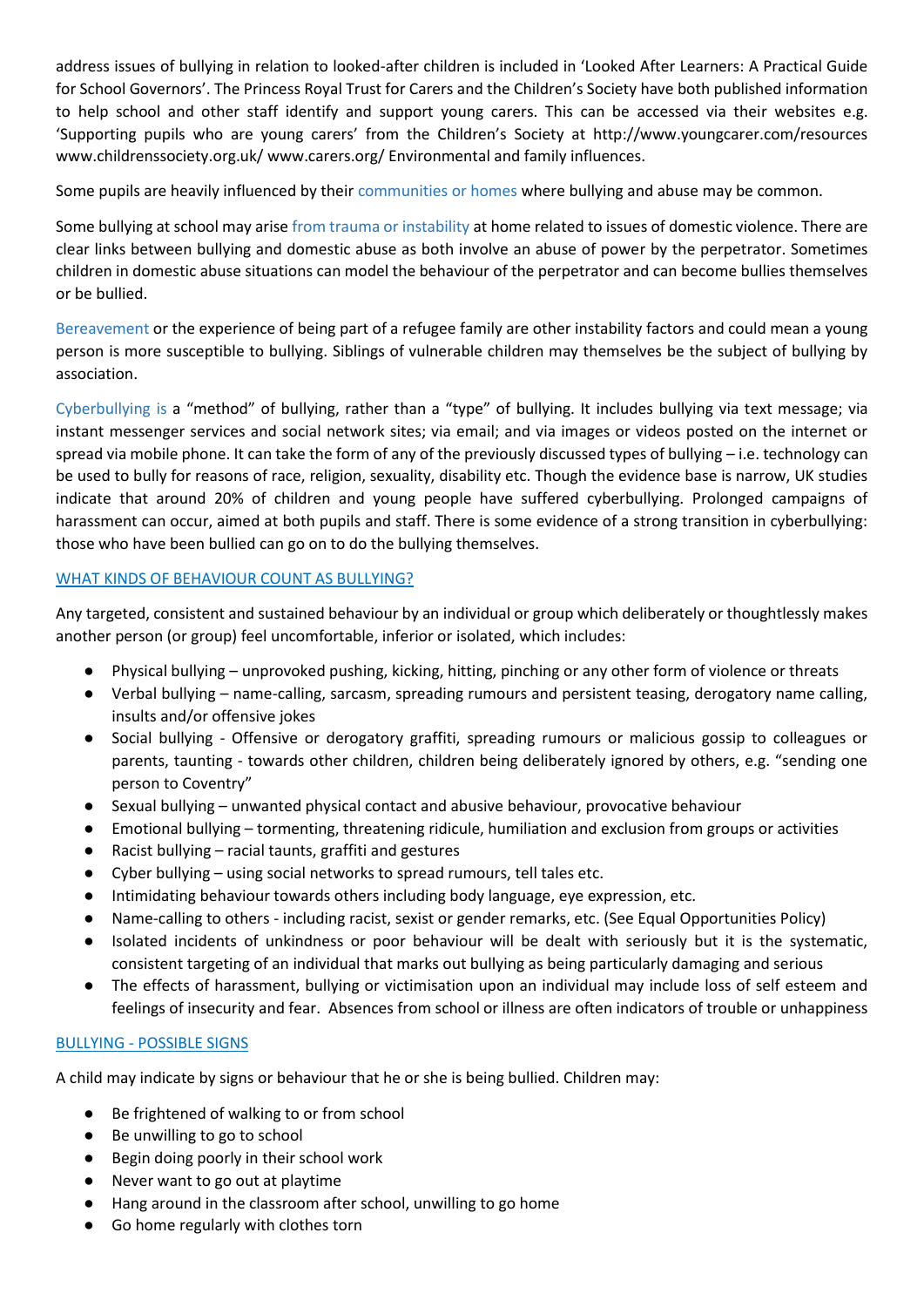address issues of bullying in relation to looked-after children is included in 'Looked After Learners: A Practical Guide for School Governors'. The Princess Royal Trust for Carers and the Children's Society have both published information to help school and other staff identify and support young carers. This can be accessed via their websites e.g. 'Supporting pupils who are young carers' from the Children's Society at http://www.youngcarer.com/resources www.childrenssociety.org.uk/ www.carers.org/ Environmental and family influences.

Some pupils are heavily influenced by their communities or homes where bullying and abuse may be common.

Some bullying at school may arise from trauma or instability at home related to issues of domestic violence. There are clear links between bullying and domestic abuse as both involve an abuse of power by the perpetrator. Sometimes children in domestic abuse situations can model the behaviour of the perpetrator and can become bullies themselves or be bullied.

Bereavement or the experience of being part of a refugee family are other instability factors and could mean a young person is more susceptible to bullying. Siblings of vulnerable children may themselves be the subject of bullying by association.

Cyberbullying is a "method" of bullying, rather than a "type" of bullying. It includes bullying via text message; via instant messenger services and social network sites; via email; and via images or videos posted on the internet or spread via mobile phone. It can take the form of any of the previously discussed types of bullying – i.e. technology can be used to bully for reasons of race, religion, sexuality, disability etc. Though the evidence base is narrow, UK studies indicate that around 20% of children and young people have suffered cyberbullying. Prolonged campaigns of harassment can occur, aimed at both pupils and staff. There is some evidence of a strong transition in cyberbullying: those who have been bullied can go on to do the bullying themselves.

## WHAT KINDS OF BEHAVIOUR COUNT AS BULLYING?

Any targeted, consistent and sustained behaviour by an individual or group which deliberately or thoughtlessly makes another person (or group) feel uncomfortable, inferior or isolated, which includes:

- Physical bullying – unprovoked pushing, kicking, hitting, pinching or any other form of violence or threats
- Verbal bullying – name-calling, sarcasm, spreading rumours and persistent teasing, derogatory name calling, insults and/or offensive jokes
- Social bullying - Offensive or derogatory graffiti, spreading rumours or malicious gossip to colleagues or parents, taunting - towards other children, children being deliberately ignored by others, e.g. "sending one person to Coventry"
- Sexual bullying – unwanted physical contact and abusive behaviour, provocative behaviour
- Emotional bullying – tormenting, threatening ridicule, humiliation and exclusion from groups or activities
- Racist bullying – racial taunts, graffiti and gestures
- Cyber bullying – using social networks to spread rumours, tell tales etc.
- Intimidating behaviour towards others including body language, eye expression, etc.
- Name-calling to others - including racist, sexist or gender remarks, etc. (See Equal Opportunities Policy)
- Isolated incidents of unkindness or poor behaviour will be dealt with seriously but it is the systematic, consistent targeting of an individual that marks out bullying as being particularly damaging and serious
- The effects of harassment, bullying or victimisation upon an individual may include loss of self esteem and feelings of insecurity and fear. Absences from school or illness are often indicators of trouble or unhappiness

## BULLYING - POSSIBLE SIGNS

A child may indicate by signs or behaviour that he or she is being bullied. Children may:

- Be frightened of walking to or from school
- Be unwilling to go to school
- Begin doing poorly in their school work
- Never want to go out at playtime
- Hang around in the classroom after school, unwilling to go home
- Go home regularly with clothes torn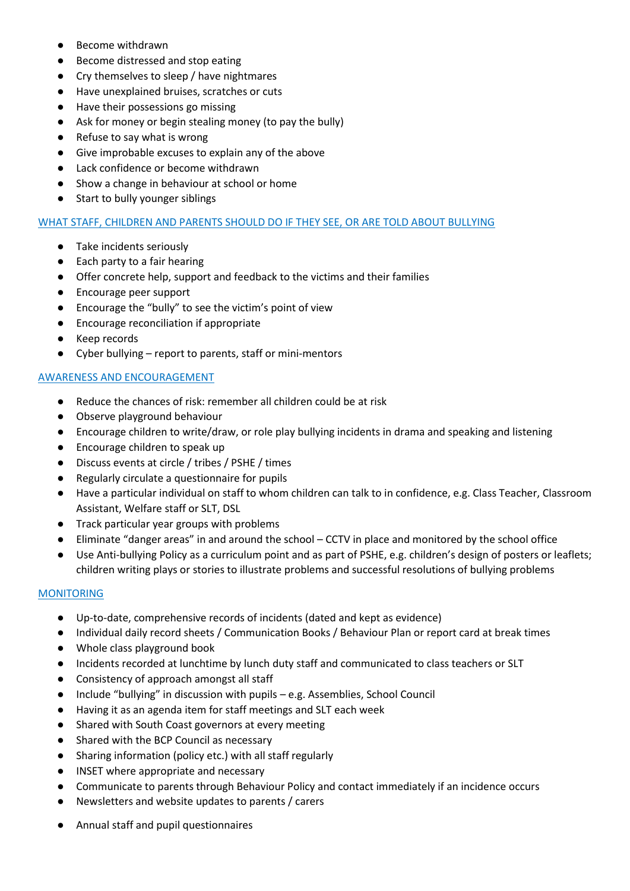- Become withdrawn
- Become distressed and stop eating
- Cry themselves to sleep / have nightmares
- Have unexplained bruises, scratches or cuts
- Have their possessions go missing
- Ask for money or begin stealing money (to pay the bully)
- Refuse to say what is wrong
- Give improbable excuses to explain any of the above
- Lack confidence or become withdrawn
- Show a change in behaviour at school or home
- Start to bully younger siblings

## WHAT STAFF, CHILDREN AND PARENTS SHOULD DO IF THEY SEE, OR ARE TOLD ABOUT BULLYING

- Take incidents seriously
- Each party to a fair hearing
- Offer concrete help, support and feedback to the victims and their families
- Encourage peer support
- Encourage the "bully" to see the victim's point of view
- Encourage reconciliation if appropriate
- Keep records
- Cyber bullying – report to parents, staff or mini-mentors

## AWARENESS AND ENCOURAGEMENT

- Reduce the chances of risk: remember all children could be at risk
- Observe playground behaviour
- Encourage children to write/draw, or role play bullying incidents in drama and speaking and listening
- Encourage children to speak up
- Discuss events at circle / tribes / PSHE / times
- Regularly circulate a questionnaire for pupils
- Have a particular individual on staff to whom children can talk to in confidence, e.g. Class Teacher, Classroom Assistant, Welfare staff or SLT, DSL
- Track particular year groups with problems
- Eliminate "danger areas" in and around the school – CCTV in place and monitored by the school office
- Use Anti-bullying Policy as a curriculum point and as part of PSHE, e.g. children's design of posters or leaflets; children writing plays or stories to illustrate problems and successful resolutions of bullying problems

## MONITORING

- Up-to-date, comprehensive records of incidents (dated and kept as evidence)
- Individual daily record sheets / Communication Books / Behaviour Plan or report card at break times
- Whole class playground book
- Incidents recorded at lunchtime by lunch duty staff and communicated to class teachers or SLT
- Consistency of approach amongst all staff
- Include "bullying" in discussion with pupils – e.g. Assemblies, School Council
- Having it as an agenda item for staff meetings and SLT each week
- Shared with South Coast governors at every meeting
- Shared with the BCP Council as necessary
- Sharing information (policy etc.) with all staff regularly
- INSET where appropriate and necessary
- Communicate to parents through Behaviour Policy and contact immediately if an incidence occurs
- Newsletters and website updates to parents / carers
- Annual staff and pupil questionnaires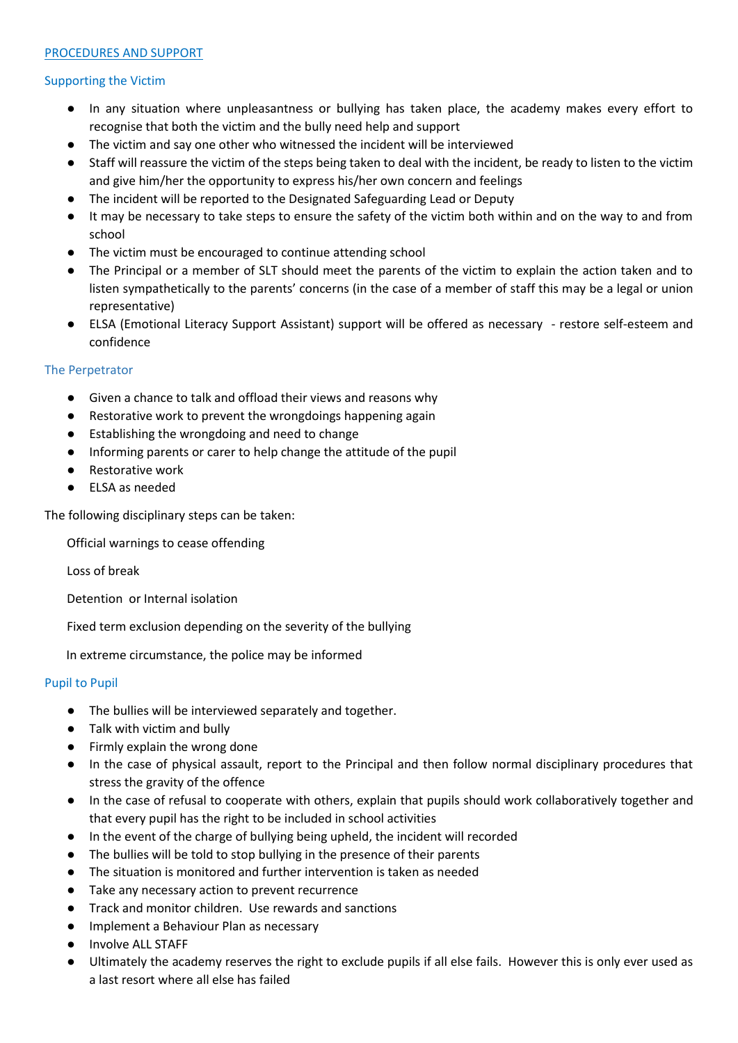## PROCEDURES AND SUPPORT

### Supporting the Victim

- In any situation where unpleasantness or bullying has taken place, the academy makes every effort to recognise that both the victim and the bully need help and support
- The victim and say one other who witnessed the incident will be interviewed
- Staff will reassure the victim of the steps being taken to deal with the incident, be ready to listen to the victim and give him/her the opportunity to express his/her own concern and feelings
- The incident will be reported to the Designated Safeguarding Lead or Deputy
- It may be necessary to take steps to ensure the safety of the victim both within and on the way to and from school
- The victim must be encouraged to continue attending school
- The Principal or a member of SLT should meet the parents of the victim to explain the action taken and to listen sympathetically to the parents' concerns (in the case of a member of staff this may be a legal or union representative)
- ELSA (Emotional Literacy Support Assistant) support will be offered as necessary - restore self-esteem and confidence

### The Perpetrator

- Given a chance to talk and offload their views and reasons why
- Restorative work to prevent the wrongdoings happening again
- Establishing the wrongdoing and need to change
- Informing parents or carer to help change the attitude of the pupil
- Restorative work
- ELSA as needed

The following disciplinary steps can be taken:

Official warnings to cease offending

Loss of break

Detention or Internal isolation

Fixed term exclusion depending on the severity of the bullying

In extreme circumstance, the police may be informed

### Pupil to Pupil

- The bullies will be interviewed separately and together.
- Talk with victim and bully
- Firmly explain the wrong done
- In the case of physical assault, report to the Principal and then follow normal disciplinary procedures that stress the gravity of the offence
- In the case of refusal to cooperate with others, explain that pupils should work collaboratively together and that every pupil has the right to be included in school activities
- In the event of the charge of bullying being upheld, the incident will recorded
- The bullies will be told to stop bullying in the presence of their parents
- The situation is monitored and further intervention is taken as needed
- Take any necessary action to prevent recurrence
- Track and monitor children. Use rewards and sanctions
- Implement a Behaviour Plan as necessary
- Involve ALL STAFF
- Ultimately the academy reserves the right to exclude pupils if all else fails. However this is only ever used as a last resort where all else has failed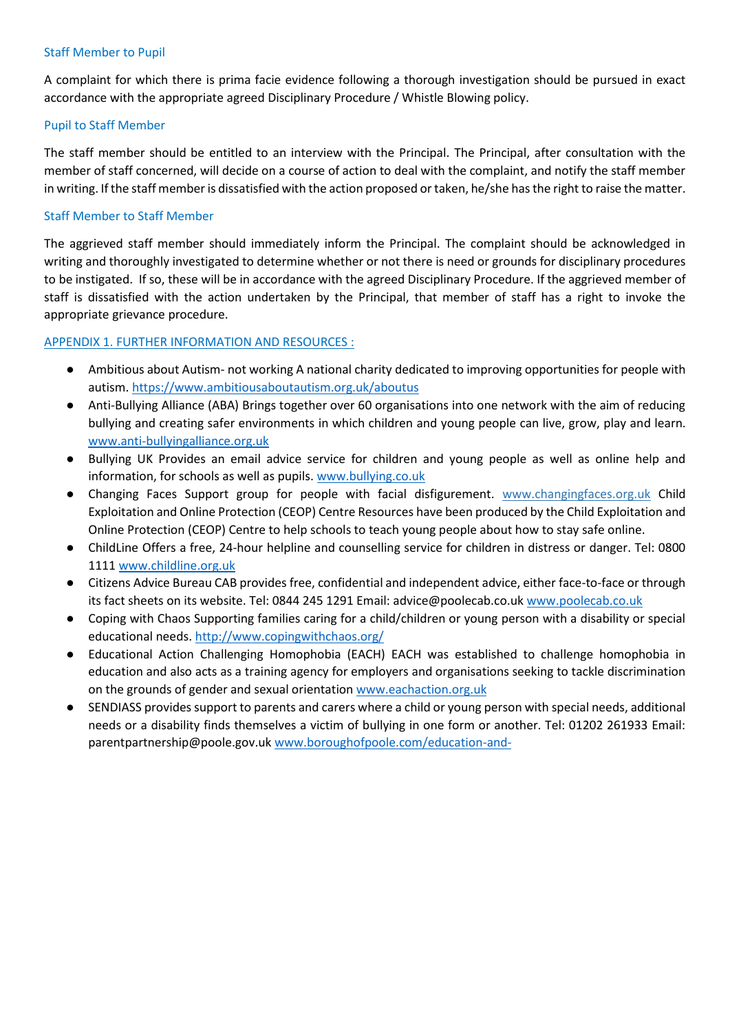### Staff Member to Pupil

A complaint for which there is prima facie evidence following a thorough investigation should be pursued in exact accordance with the appropriate agreed Disciplinary Procedure / Whistle Blowing policy.

### Pupil to Staff Member

The staff member should be entitled to an interview with the Principal. The Principal, after consultation with the member of staff concerned, will decide on a course of action to deal with the complaint, and notify the staff member in writing. If the staff member is dissatisfied with the action proposed or taken, he/she has the right to raise the matter.

### Staff Member to Staff Member

The aggrieved staff member should immediately inform the Principal. The complaint should be acknowledged in writing and thoroughly investigated to determine whether or not there is need or grounds for disciplinary procedures to be instigated. If so, these will be in accordance with the agreed Disciplinary Procedure. If the aggrieved member of staff is dissatisfied with the action undertaken by the Principal, that member of staff has a right to invoke the appropriate grievance procedure.

### APPENDIX 1. FURTHER INFORMATION AND RESOURCES :

- Ambitious about Autism- not working A national charity dedicated to improving opportunities for people with autism. https://www.ambitiousaboutautism.org.uk/aboutus
- Anti-Bullying Alliance (ABA) Brings together over 60 organisations into one network with the aim of reducing bullying and creating safer environments in which children and young people can live, grow, play and learn. www.anti-bullyingalliance.org.uk
- Bullying UK Provides an email advice service for children and young people as well as online help and information, for schools as well as pupils. www.bullying.co.uk
- Changing Faces Support group for people with facial disfigurement. www.changingfaces.org.uk Child Exploitation and Online Protection (CEOP) Centre Resources have been produced by the Child Exploitation and Online Protection (CEOP) Centre to help schools to teach young people about how to stay safe online.
- ChildLine Offers a free, 24-hour helpline and counselling service for children in distress or danger. Tel: 0800 1111 www.childline.org.uk
- Citizens Advice Bureau CAB provides free, confidential and independent advice, either face-to-face or through its fact sheets on its website. Tel: 0844 245 1291 Email: advice@poolecab.co.uk www.poolecab.co.uk
- Coping with Chaos Supporting families caring for a child/children or young person with a disability or special educational needs. http://www.copingwithchaos.org/
- Educational Action Challenging Homophobia (EACH) EACH was established to challenge homophobia in education and also acts as a training agency for employers and organisations seeking to tackle discrimination on the grounds of gender and sexual orientation www.eachaction.org.uk
- SENDIASS provides support to parents and carers where a child or young person with special needs, additional needs or a disability finds themselves a victim of bullying in one form or another. Tel: 01202 261933 Email: parentpartnership@poole.gov.uk www.boroughofpoole.com/education-and-